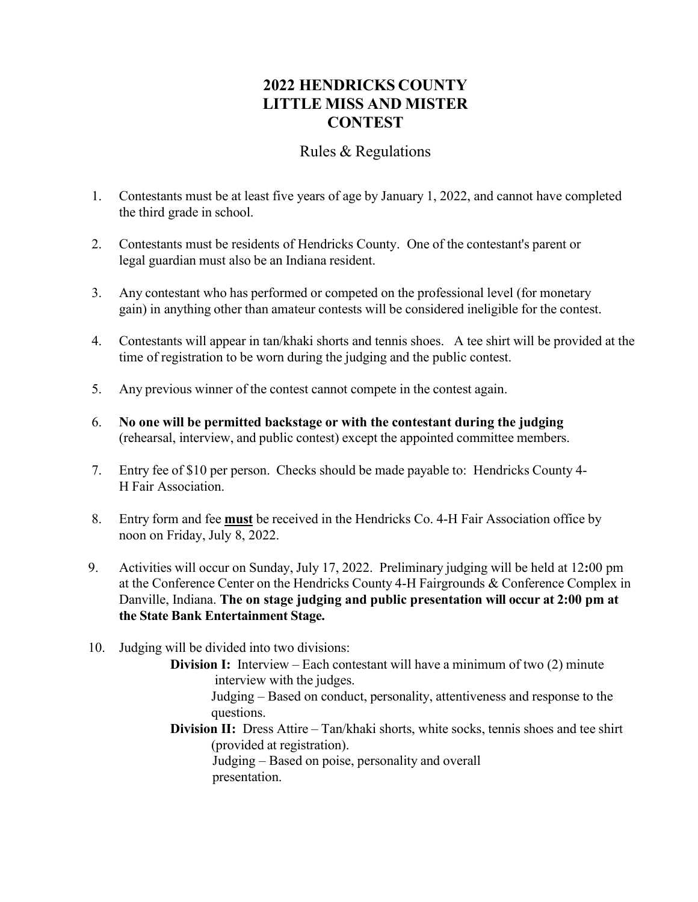# 2022 HENDRICKS COUNTY LITTLE MISS AND MISTER CONTEST

## Rules & Regulations

1. Contestants must be at least five years of age by January 1, 2022, and cannot have completed the third grade in school.

2. Contestants must be residents of Hendricks County. One of the contestant's parent or legal guardian must also be an Indiana resident.

3. Any contestant who has performed or competed on the professional level (for monetary gain) in anything other than amateur contests will be considered ineligible for the contest.

4. Contestants will appear in tan/khaki shorts and tennis shoes. A tee shirt will be provided at the time of registration to be worn during the judging and the public contest.

5. Any previous winner of the contest cannot compete in the contest again.

6. **No one will be permitted backstage or with the contestant during the judging** (rehearsal, interview, and public contest) except the appointed committee members.

7. Entry fee of $10 per person. Checks should be made payable to: Hendricks County 4-H Fair Association.

8. Entry form and fee <u>**must**</u> be received in the Hendricks Co. 4-H Fair Association office by noon on Friday, July 8, 2022.

9. Activities will occur on Sunday, July 17, 2022. Preliminary judging will be held at 12:00 pm at the Conference Center on the Hendricks County 4-H Fairgrounds & Conference Complex in Danville, Indiana. **The on stage judging and public presentation will occur at 2:00 pm at the State Bank Entertainment Stage.**

10. Judging will be divided into two divisions:

    **Division I:** Interview – Each contestant will have a minimum of two (2) minute interview with the judges.
    Judging – Based on conduct, personality, attentiveness and response to the questions.

    **Division II:** Dress Attire – Tan/khaki shorts, white socks, tennis shoes and tee shirt (provided at registration).
    Judging – Based on poise, personality and overall presentation.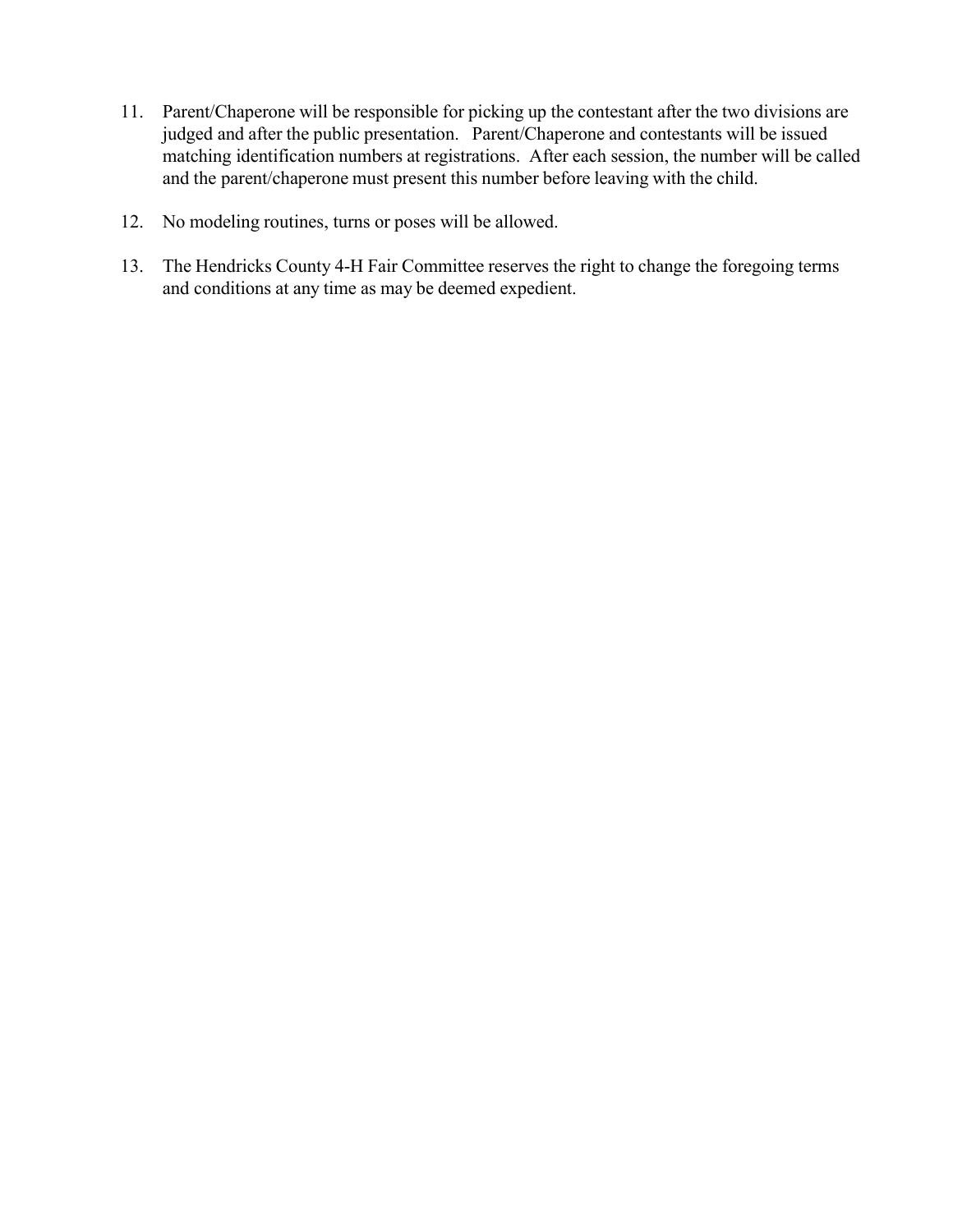11. Parent/Chaperone will be responsible for picking up the contestant after the two divisions are judged and after the public presentation. Parent/Chaperone and contestants will be issued matching identification numbers at registrations. After each session, the number will be called and the parent/chaperone must present this number before leaving with the child.

12. No modeling routines, turns or poses will be allowed.

13. The Hendricks County 4-H Fair Committee reserves the right to change the foregoing terms and conditions at any time as may be deemed expedient.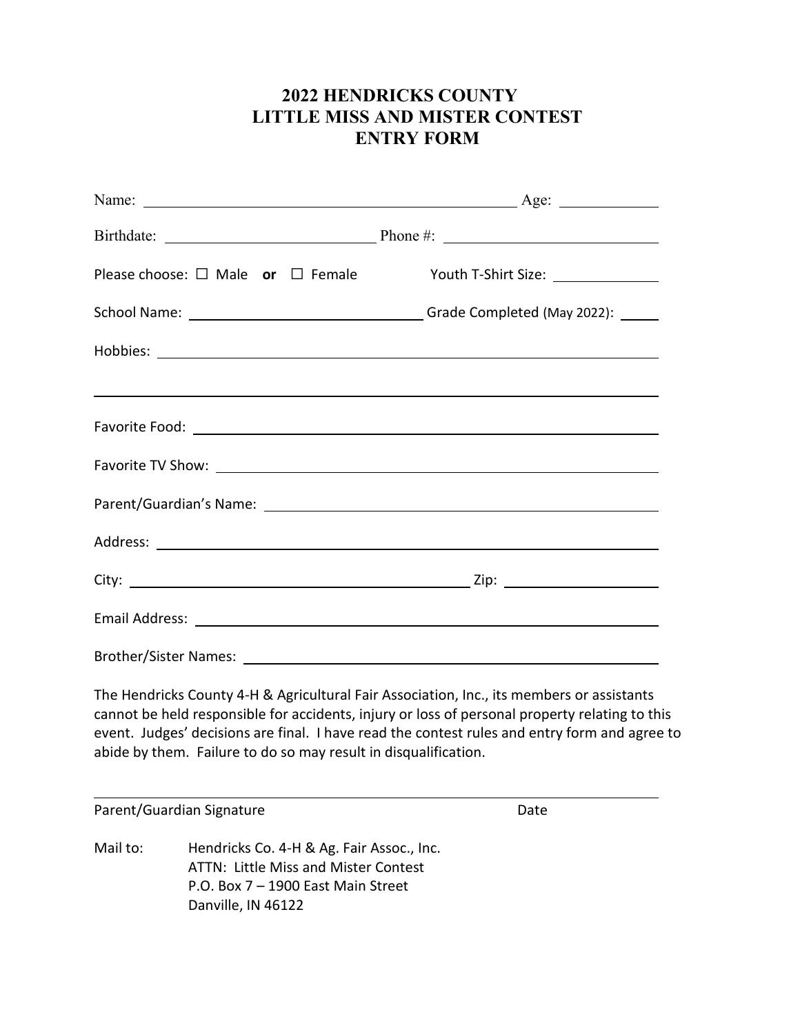# 2022 HENDRICKS COUNTY LITTLE MISS AND MISTER CONTEST ENTRY FORM

Name: ______________________________ Age: __________

Birthdate: ____________________ Phone #: ____________________

Please choose: ☐ Male **or** ☐ Female Youth T-Shirt Size: __________

School Name: ____________________ Grade Completed (May 2022): _____

Hobbies: ________________________________________________

________________________________________________

Favorite Food: ________________________________________________

Favorite TV Show: ________________________________________________

Parent/Guardian's Name: ________________________________________________

Address: ________________________________________________

City: ______________________________ Zip: ______________

Email Address: ________________________________________________

Brother/Sister Names: ________________________________________________

The Hendricks County 4-H & Agricultural Fair Association, Inc., its members or assistants cannot be held responsible for accidents, injury or loss of personal property relating to this event. Judges' decisions are final. I have read the contest rules and entry form and agree to abide by them. Failure to do so may result in disqualification.

________________________________________________

Parent/Guardian Signature Date

Mail to: Hendricks Co. 4-H & Ag. Fair Assoc., Inc.
ATTN: Little Miss and Mister Contest
P.O. Box 7 – 1900 East Main Street
Danville, IN 46122